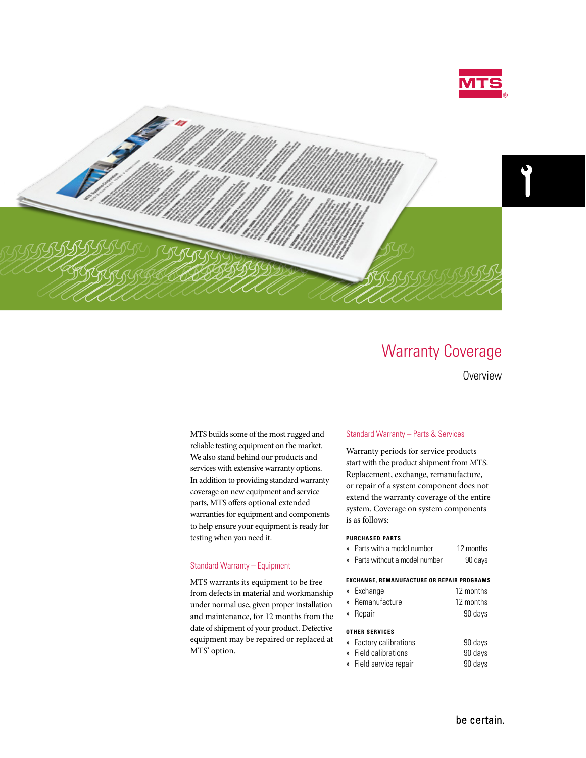MTS®

# Warranty Coverage

## Overview

MTS builds some of the most rugged and reliable testing equipment on the market. We also stand behind our products and services with extensive warranty options. In addition to providing standard warranty coverage on new equipment and service parts, MTS offers optional extended warranties for equipment and components to help ensure your equipment is ready for testing when you need it.

### Standard Warranty – Equipment

MTS warrants its equipment to be free from defects in material and workmanship under normal use, given proper installation and maintenance, for 12 months from the date of shipment of your product. Defective equipment may be repaired or replaced at MTS' option.

### Standard Warranty – Parts & Services

Warranty periods for service products start with the product shipment from MTS. Replacement, exchange, remanufacture, or repair of a system component does not extend the warranty coverage of the entire system. Coverage on system components is as follows:

**PURCHASED PARTS**

| | |
|---|---|
| » Parts with a model number | 12 months |
| » Parts without a model number | 90 days |

**EXCHANGE, REMANUFACTURE OR REPAIR PROGRAMS**

| | |
|---|---|
| » Exchange | 12 months |
| » Remanufacture | 12 months |
| » Repair | 90 days |

**OTHER SERVICES**

| | |
|---|---|
| » Factory calibrations | 90 days |
| » Field calibrations | 90 days |
| » Field service repair | 90 days |

be certain.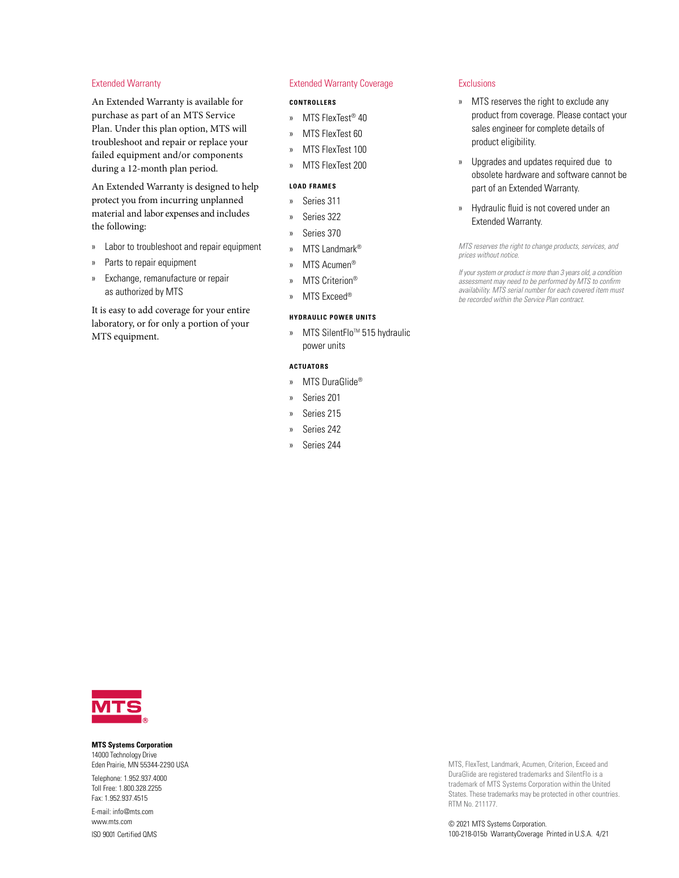## Extended Warranty

An Extended Warranty is available for purchase as part of an MTS Service Plan. Under this plan option, MTS will troubleshoot and repair or replace your failed equipment and/or components during a 12-month plan period.

An Extended Warranty is designed to help protect you from incurring unplanned material and labor expenses and includes the following:

- Labor to troubleshoot and repair equipment
- Parts to repair equipment
- Exchange, remanufacture or repair as authorized by MTS

It is easy to add coverage for your entire laboratory, or for only a portion of your MTS equipment.

## Extended Warranty Coverage

**CONTROLLERS**

- MTS FlexTest® 40
- MTS FlexTest 60
- MTS FlexTest 100
- MTS FlexTest 200

**LOAD FRAMES**

- Series 311
- Series 322
- Series 370
- MTS Landmark®
- MTS Acumen®
- MTS Criterion®
- MTS Exceed®

**HYDRAULIC POWER UNITS**

- MTS SilentFlo™ 515 hydraulic power units

**ACTUATORS**

- MTS DuraGlide®
- Series 201
- Series 215
- Series 242
- Series 244

## Exclusions

- MTS reserves the right to exclude any product from coverage. Please contact your sales engineer for complete details of product eligibility.
- Upgrades and updates required due to obsolete hardware and software cannot be part of an Extended Warranty.
- Hydraulic fluid is not covered under an Extended Warranty.

*MTS reserves the right to change products, services, and prices without notice.*

*If your system or product is more than 3 years old, a condition assessment may need to be performed by MTS to confirm availability. MTS serial number for each covered item must be recorded within the Service Plan contract.*

MTS®

**MTS Systems Corporation**
14000 Technology Drive
Eden Prairie, MN 55344-2290 USA

Telephone: 1.952.937.4000
Toll Free: 1.800.328.2255
Fax: 1.952.937.4515

E-mail: info@mts.com
www.mts.com

ISO 9001 Certified QMS

MTS, FlexTest, Landmark, Acumen, Criterion, Exceed and DuraGlide are registered trademarks and SilentFlo is a trademark of MTS Systems Corporation within the United States. These trademarks may be protected in other countries. RTM No. 211177.

© 2021 MTS Systems Corporation.
100-218-015b WarrantyCoverage Printed in U.S.A. 4/21